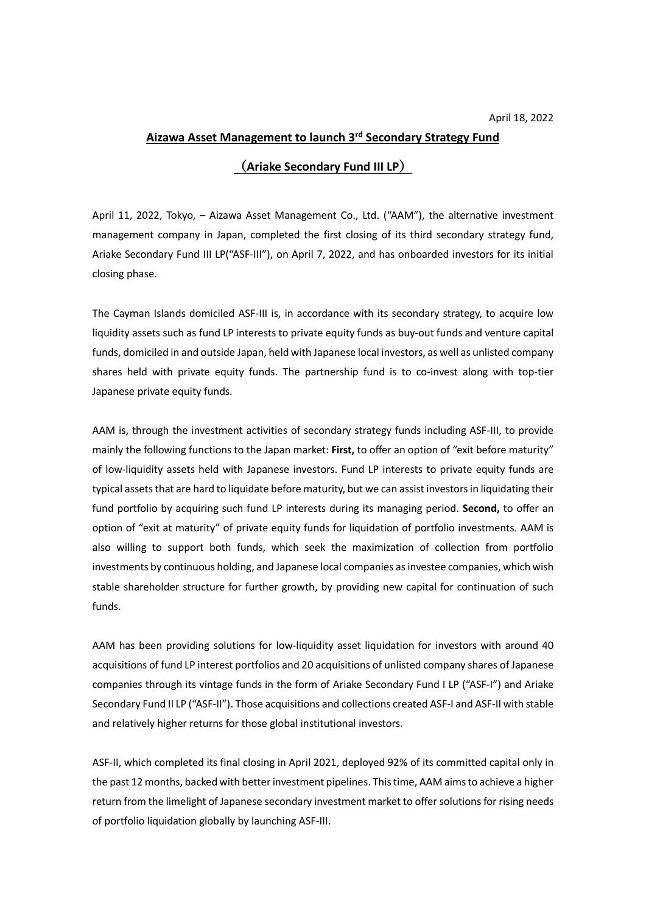April 18, 2022

# Aizawa Asset Management to launch 3rd Secondary Strategy Fund

## （Ariake Secondary Fund III LP）

April 11, 2022, Tokyo, – Aizawa Asset Management Co., Ltd. ("AAM"), the alternative investment management company in Japan, completed the first closing of its third secondary strategy fund, Ariake Secondary Fund III LP("ASF-III"), on April 7, 2022, and has onboarded investors for its initial closing phase.

The Cayman Islands domiciled ASF-III is, in accordance with its secondary strategy, to acquire low liquidity assets such as fund LP interests to private equity funds as buy-out funds and venture capital funds, domiciled in and outside Japan, held with Japanese local investors, as well as unlisted company shares held with private equity funds. The partnership fund is to co-invest along with top-tier Japanese private equity funds.

AAM is, through the investment activities of secondary strategy funds including ASF-III, to provide mainly the following functions to the Japan market: **First,** to offer an option of "exit before maturity" of low-liquidity assets held with Japanese investors. Fund LP interests to private equity funds are typical assets that are hard to liquidate before maturity, but we can assist investors in liquidating their fund portfolio by acquiring such fund LP interests during its managing period. **Second,** to offer an option of "exit at maturity" of private equity funds for liquidation of portfolio investments. AAM is also willing to support both funds, which seek the maximization of collection from portfolio investments by continuous holding, and Japanese local companies as investee companies, which wish stable shareholder structure for further growth, by providing new capital for continuation of such funds.

AAM has been providing solutions for low-liquidity asset liquidation for investors with around 40 acquisitions of fund LP interest portfolios and 20 acquisitions of unlisted company shares of Japanese companies through its vintage funds in the form of Ariake Secondary Fund I LP ("ASF-I") and Ariake Secondary Fund II LP ("ASF-II"). Those acquisitions and collections created ASF-I and ASF-II with stable and relatively higher returns for those global institutional investors.

ASF-II, which completed its final closing in April 2021, deployed 92% of its committed capital only in the past 12 months, backed with better investment pipelines. This time, AAM aims to achieve a higher return from the limelight of Japanese secondary investment market to offer solutions for rising needs of portfolio liquidation globally by launching ASF-III.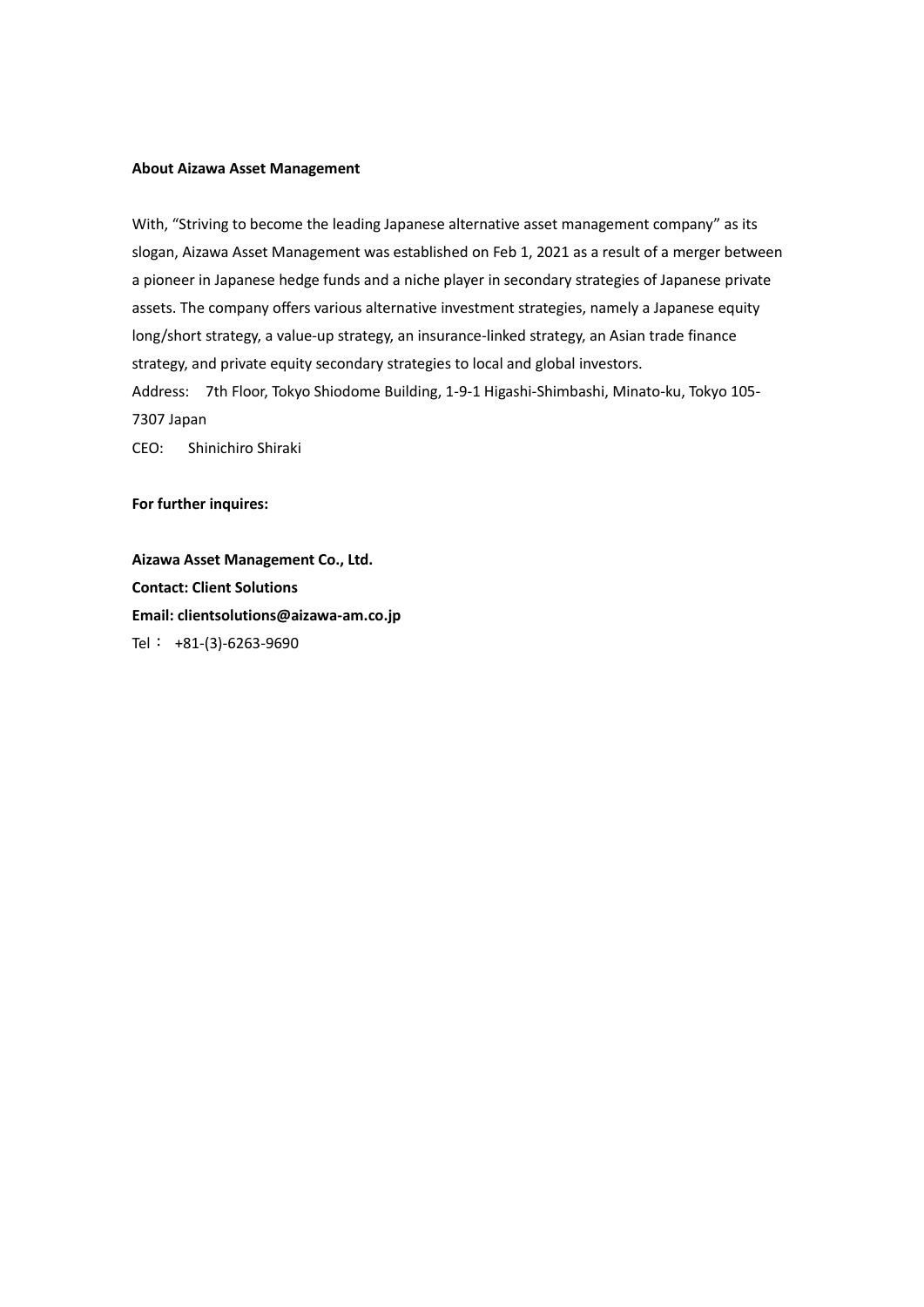**About Aizawa Asset Management**

With, “Striving to become the leading Japanese alternative asset management company” as its slogan, Aizawa Asset Management was established on Feb 1, 2021 as a result of a merger between a pioneer in Japanese hedge funds and a niche player in secondary strategies of Japanese private assets. The company offers various alternative investment strategies, namely a Japanese equity long/short strategy, a value-up strategy, an insurance-linked strategy, an Asian trade finance strategy, and private equity secondary strategies to local and global investors.
Address: 7th Floor, Tokyo Shiodome Building, 1-9-1 Higashi-Shimbashi, Minato-ku, Tokyo 105-7307 Japan
CEO: Shinichiro Shiraki

**For further inquires:**

**Aizawa Asset Management Co., Ltd.**
**Contact: Client Solutions**
**Email: clientsolutions@aizawa-am.co.jp**
Tel： +81-(3)-6263-9690